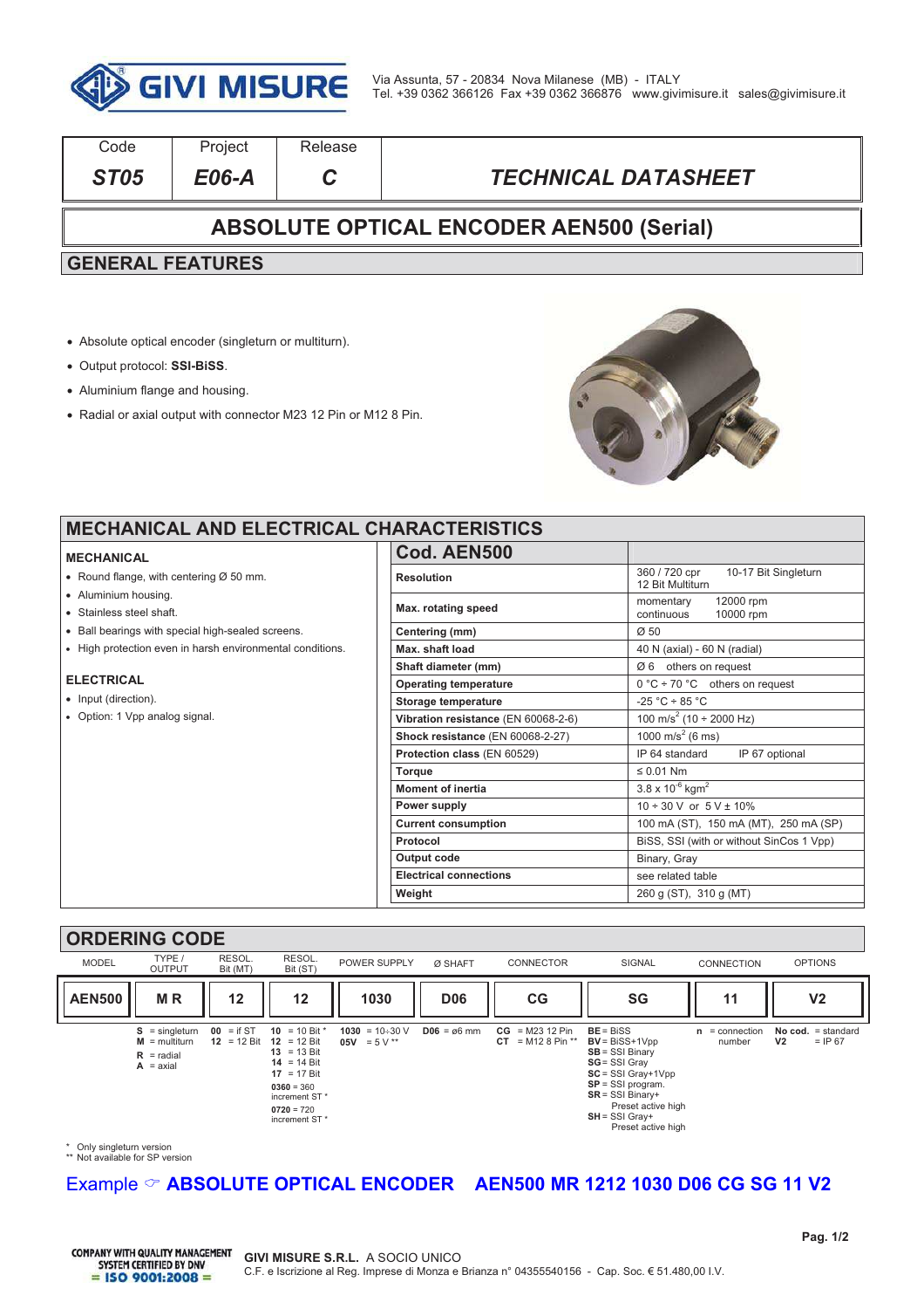GIVI MISURE

Via Assunta, 57 - 20834 Nova Milanese (MB) - ITALY
Tel. +39 0362 366126 Fax +39 0362 366876 www.givimisure.it sales@givimisure.it

| Code | Project | Release | |
|---|---|---|---|
| *ST05* | *E06-A* | *C* | *TECHNICAL DATASHEET* |

# ABSOLUTE OPTICAL ENCODER AEN500 (Serial)

## GENERAL FEATURES

- Absolute optical encoder (singleturn or multiturn).
- Output protocol: **SSI-BiSS**.
- Aluminium flange and housing.
- Radial or axial output with connector M23 12 Pin or M12 8 Pin.

## MECHANICAL AND ELECTRICAL CHARACTERISTICS

### MECHANICAL

- Round flange, with centering Ø 50 mm.
- Aluminium housing.
- Stainless steel shaft.
- Ball bearings with special high-sealed screens.
- High protection even in harsh environmental conditions.

### ELECTRICAL

- Input (direction).
- Option: 1 Vpp analog signal.

| **Cod. AEN500** | |
|---|---|
| **Resolution** | 360 / 720 cpr 10-17 Bit Singleturn<br>12 Bit Multiturn |
| **Max. rotating speed** | momentary 12000 rpm<br>continuous 10000 rpm |
| **Centering (mm)** | Ø 50 |
| **Max. shaft load** | 40 N (axial) - 60 N (radial) |
| **Shaft diameter (mm)** | Ø 6 others on request |
| **Operating temperature** | 0 °C ÷ 70 °C others on request |
| **Storage temperature** | -25 °C ÷ 85 °C |
| **Vibration resistance** (EN 60068-2-6) | 100 $m/s^2$ (10 ÷ 2000 Hz) |
| **Shock resistance** (EN 60068-2-27) | 1000 $m/s^2$ (6 ms) |
| **Protection class** (EN 60529) | IP 64 standard IP 67 optional |
| **Torque** | ≤ 0.01 Nm |
| **Moment of inertia** | $3.8 \times 10^{-6}$ $kgm^2$ |
| **Power supply** | 10 ÷ 30 V or 5 V ± 10% |
| **Current consumption** | 100 mA (ST), 150 mA (MT), 250 mA (SP) |
| **Protocol** | BiSS, SSI (with or without SinCos 1 Vpp) |
| **Output code** | Binary, Gray |
| **Electrical connections** | see related table |
| **Weight** | 260 g (ST), 310 g (MT) |

## ORDERING CODE

| MODEL | TYPE / OUTPUT | RESOL. Bit (MT) | RESOL. Bit (ST) | POWER SUPPLY | Ø SHAFT | CONNECTOR | SIGNAL | CONNECTION | OPTIONS |
|---|---|---|---|---|---|---|---|---|---|
| **AEN500** | **M R** | **12** | **12** | **1030** | **D06** | **CG** | **SG** | **11** | **V2** |
| | **S** = singleturn<br>**M** = multiturn<br>**R** = radial<br>**A** = axial | **00** = if ST<br>**12** = 12 Bit | **10** = 10 Bit *<br>**12** = 12 Bit<br>**13** = 13 Bit<br>**14** = 14 Bit<br>**17** = 17 Bit<br>**0360** = 360 increment ST *<br>**0720** = 720 increment ST * | **1030** = 10÷30 V<br>**05V** = 5 V ** | **D06** = ø6 mm | **CG** = M23 12 Pin<br>**CT** = M12 8 Pin ** | **BE** = BiSS<br>**BV** = BiSS+1Vpp<br>**SB** = SSI Binary<br>**SG** = SSI Gray<br>**SC** = SSI Gray+1Vpp<br>**SP** = SSI program.<br>**SR** = SSI Binary+ Preset active high<br>**SH** = SSI Gray+ Preset active high | **n** = connection number | **No cod.** = standard<br>**V2** = IP 67 |

\* Only singleturn version
\*\* Not available for SP version

**Example ☞ ABSOLUTE OPTICAL ENCODER AEN500 MR 1212 1030 D06 CG SG 11 V2**

COMPANY WITH QUALITY MANAGEMENT SYSTEM CERTIFIED BY DNV = ISO 9001:2008 =

**GIVI MISURE S.R.L.** A SOCIO UNICO
C.F. e Iscrizione al Reg. Imprese di Monza e Brianza n° 04355540156 - Cap. Soc. € 51.480,00 I.V.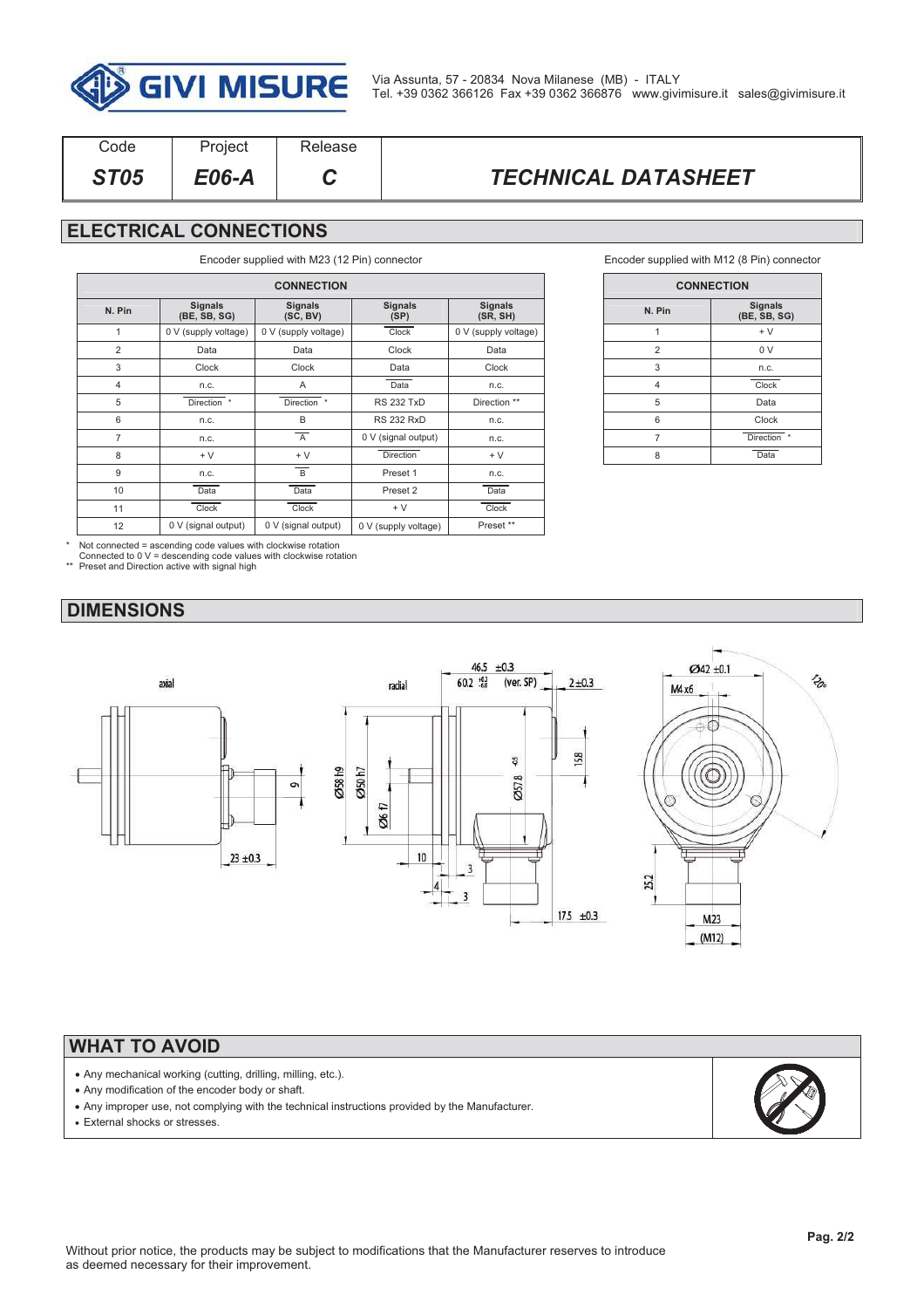| Code | Project | Release | |
|---|---|---|---|
| *ST05* | *E06-A* | *C* | ***TECHNICAL DATASHEET*** |

## ELECTRICAL CONNECTIONS

Encoder supplied with M23 (12 Pin) connector

| CONNECTION | | | | |
|---|---|---|---|---|
| N. Pin | Signals (BE, SB, SG) | Signals (SC, BV) | Signals (SP) | Signals (SR, SH) |
| 1 | 0 V (supply voltage) | 0 V (supply voltage) | $\overline{\text{Clock}}$ | 0 V (supply voltage) |
| 2 | Data | Data | Clock | Data |
| 3 | Clock | Clock | Data | Clock |
| 4 | n.c. | A | $\overline{\text{Data}}$ | n.c. |
| 5 | $\overline{\text{Direction}}$ * | $\overline{\text{Direction}}$ * | RS 232 TxD | Direction ** |
| 6 | n.c. | B | RS 232 RxD | n.c. |
| 7 | n.c. | $\overline{\text{A}}$ | 0 V (signal output) | n.c. |
| 8 | + V | + V | $\overline{\text{Direction}}$ | + V |
| 9 | n.c. | $\overline{\text{B}}$ | Preset 1 | n.c. |
| 10 | $\overline{\text{Data}}$ | $\overline{\text{Data}}$ | Preset 2 | $\overline{\text{Data}}$ |
| 11 | $\overline{\text{Clock}}$ | $\overline{\text{Clock}}$ | + V | $\overline{\text{Clock}}$ |
| 12 | 0 V (signal output) | 0 V (signal output) | 0 V (supply voltage) | Preset ** |

Encoder supplied with M12 (8 Pin) connector

| CONNECTION | |
|---|---|
| N. Pin | Signals (BE, SB, SG) |
| 1 | + V |
| 2 | 0 V |
| 3 | n.c. |
| 4 | $\overline{\text{Clock}}$ |
| 5 | Data |
| 6 | Clock |
| 7 | $\overline{\text{Direction}}$ * |
| 8 | $\overline{\text{Data}}$ |

\* Not connected = ascending code values with clockwise rotation
Connected to 0 V = descending code values with clockwise rotation
\*\* Preset and Direction active with signal high

## DIMENSIONS

axial
9
23 ±0.3

radial
46.5 ±0.3
60.2 +0.3/-0.0 (ver. SP)
2±0.3
Ø58 f9
Ø50 h7
Ø6 f7
Ø57.8 -0.5
15.8
10
3
4
3
17.5 ±0.3

Ø42 ±0.1
M4 x6
120°
25.2
M23
(M12)

## WHAT TO AVOID

- Any mechanical working (cutting, drilling, milling, etc.).
- Any modification of the encoder body or shaft.
- Any improper use, not complying with the technical instructions provided by the Manufacturer.
- External shocks or stresses.

Without prior notice, the products may be subject to modifications that the Manufacturer reserves to introduce as deemed necessary for their improvement.